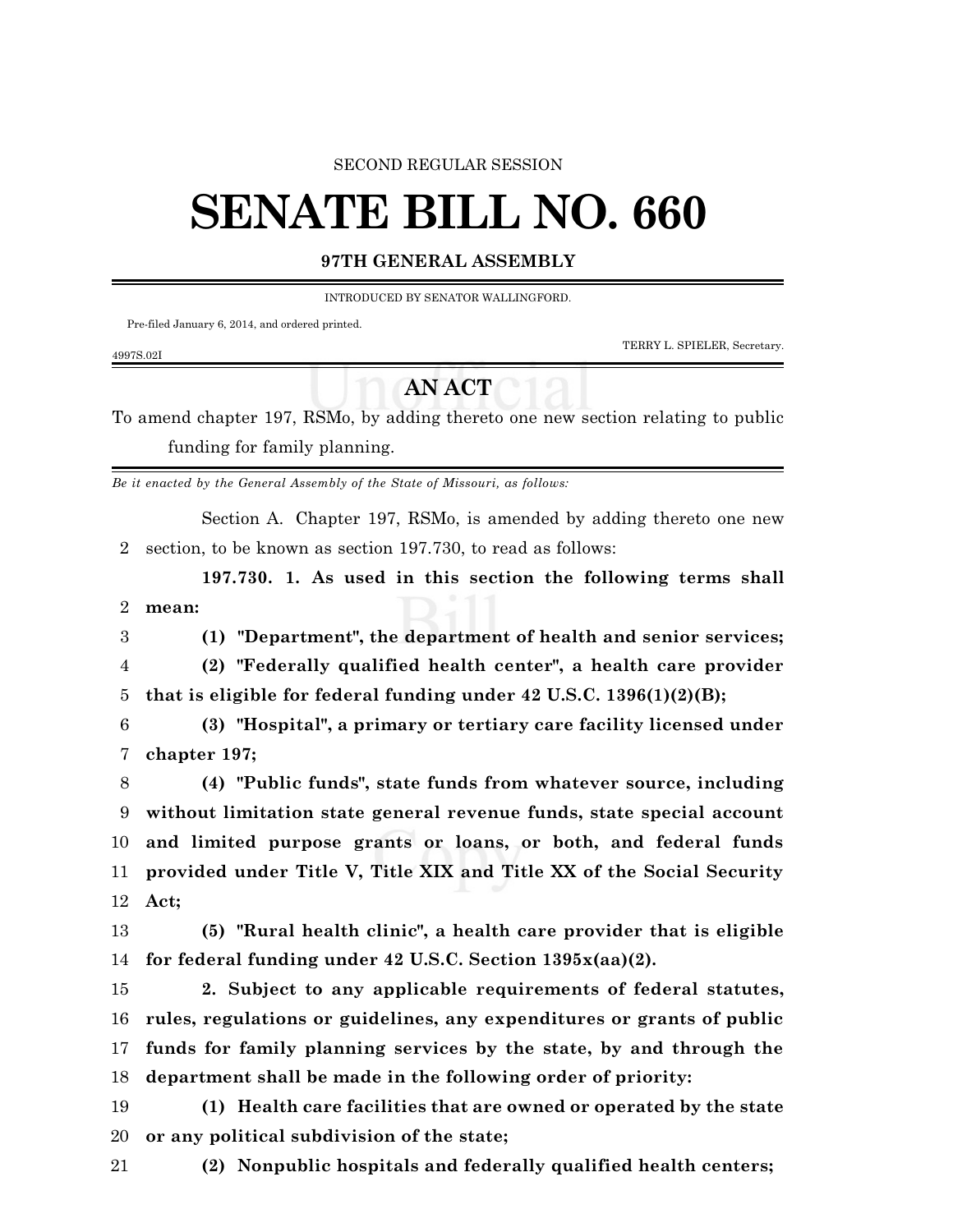SECOND REGULAR SESSION

# SENATE BILL NO. 660

**97TH GENERAL ASSEMBLY**

INTRODUCED BY SENATOR WALLINGFORD.

Pre-filed January 6, 2014, and ordered printed.

TERRY L. SPIELER, Secretary.

4997S.02I

## AN ACT

To amend chapter 197, RSMo, by adding thereto one new section relating to public funding for family planning.

*Be it enacted by the General Assembly of the State of Missouri, as follows:*

Section A. Chapter 197, RSMo, is amended by adding thereto one new section, to be known as section 197.730, to read as follows:

**197.730. 1. As used in this section the following terms shall mean:**

**(1) "Department", the department of health and senior services;**

**(2) "Federally qualified health center", a health care provider that is eligible for federal funding under 42 U.S.C. 1396(1)(2)(B);**

**(3) "Hospital", a primary or tertiary care facility licensed under chapter 197;**

**(4) "Public funds", state funds from whatever source, including without limitation state general revenue funds, state special account and limited purpose grants or loans, or both, and federal funds provided under Title V, Title XIX and Title XX of the Social Security Act;**

**(5) "Rural health clinic", a health care provider that is eligible for federal funding under 42 U.S.C. Section 1395x(aa)(2).**

**2. Subject to any applicable requirements of federal statutes, rules, regulations or guidelines, any expenditures or grants of public funds for family planning services by the state, by and through the department shall be made in the following order of priority:**

**(1) Health care facilities that are owned or operated by the state or any political subdivision of the state;**

**(2) Nonpublic hospitals and federally qualified health centers;**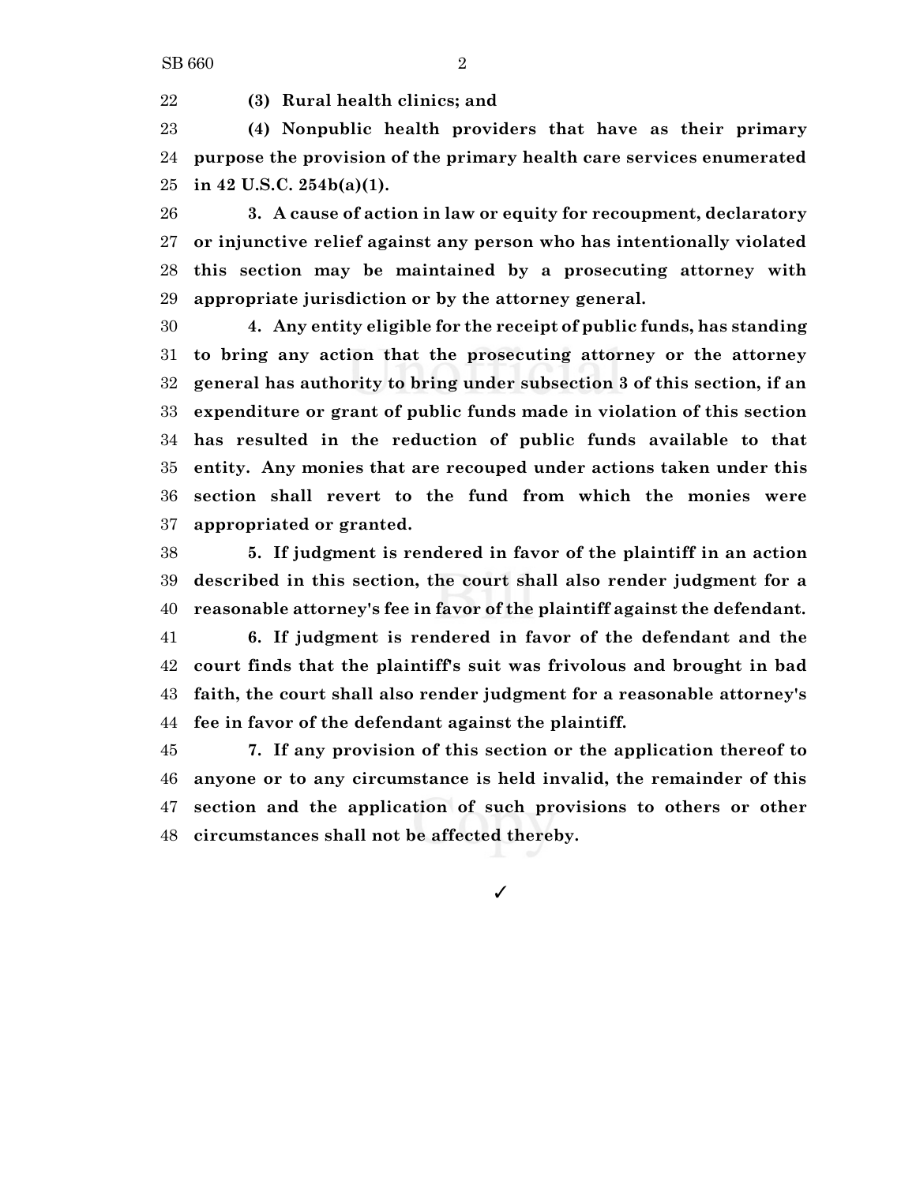**(3) Rural health clinics; and**

**(4) Nonpublic health providers that have as their primary purpose the provision of the primary health care services enumerated in 42 U.S.C. 254b(a)(1).**

**3. A cause of action in law or equity for recoupment, declaratory or injunctive relief against any person who has intentionally violated this section may be maintained by a prosecuting attorney with appropriate jurisdiction or by the attorney general.**

**4. Any entity eligible for the receipt of public funds, has standing to bring any action that the prosecuting attorney or the attorney general has authority to bring under subsection 3 of this section, if an expenditure or grant of public funds made in violation of this section has resulted in the reduction of public funds available to that entity. Any monies that are recouped under actions taken under this section shall revert to the fund from which the monies were appropriated or granted.**

**5. If judgment is rendered in favor of the plaintiff in an action described in this section, the court shall also render judgment for a reasonable attorney's fee in favor of the plaintiff against the defendant.**

**6. If judgment is rendered in favor of the defendant and the court finds that the plaintiff's suit was frivolous and brought in bad faith, the court shall also render judgment for a reasonable attorney's fee in favor of the defendant against the plaintiff.**

**7. If any provision of this section or the application thereof to anyone or to any circumstance is held invalid, the remainder of this section and the application of such provisions to others or other circumstances shall not be affected thereby.**

✓